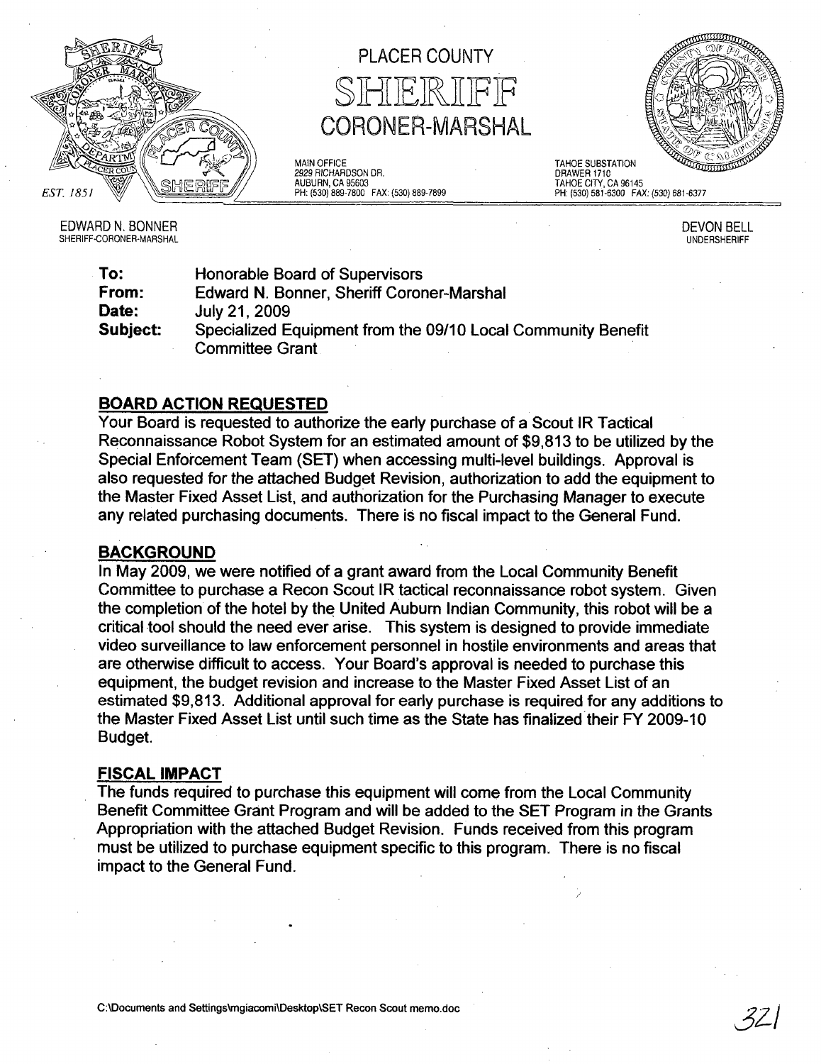# PLACER COUNTY

# SHERIFF

# CORONER-MARSHAL

EST. 1851

MAIN OFFICE
2929 RICHARDSON DR.
AUBURN, CA 95603
PH: (530) 889-7800 FAX: (530) 889-7899

TAHOE SUBSTATION
DRAWER 1710
TAHOE CITY, CA 96145
PH: (530) 581-6300 FAX: (530) 581-6377

EDWARD N. BONNER
SHERIFF-CORONER-MARSHAL

DEVON BELL
UNDERSHERIFF

**To:** Honorable Board of Supervisors
**From:** Edward N. Bonner, Sheriff Coroner-Marshal
**Date:** July 21, 2009
**Subject:** Specialized Equipment from the 09/10 Local Community Benefit Committee Grant

## BOARD ACTION REQUESTED

Your Board is requested to authorize the early purchase of a Scout IR Tactical Reconnaissance Robot System for an estimated amount of $9,813 to be utilized by the Special Enforcement Team (SET) when accessing multi-level buildings. Approval is also requested for the attached Budget Revision, authorization to add the equipment to the Master Fixed Asset List, and authorization for the Purchasing Manager to execute any related purchasing documents. There is no fiscal impact to the General Fund.

## BACKGROUND

In May 2009, we were notified of a grant award from the Local Community Benefit Committee to purchase a Recon Scout IR tactical reconnaissance robot system. Given the completion of the hotel by the United Auburn Indian Community, this robot will be a critical tool should the need ever arise. This system is designed to provide immediate video surveillance to law enforcement personnel in hostile environments and areas that are otherwise difficult to access. Your Board's approval is needed to purchase this equipment, the budget revision and increase to the Master Fixed Asset List of an estimated $9,813. Additional approval for early purchase is required for any additions to the Master Fixed Asset List until such time as the State has finalized their FY 2009-10 Budget.

## FISCAL IMPACT

The funds required to purchase this equipment will come from the Local Community Benefit Committee Grant Program and will be added to the SET Program in the Grants Appropriation with the attached Budget Revision. Funds received from this program must be utilized to purchase equipment specific to this program. There is no fiscal impact to the General Fund.

C:\Documents and Settings\mgiacomi\Desktop\SET Recon Scout memo.doc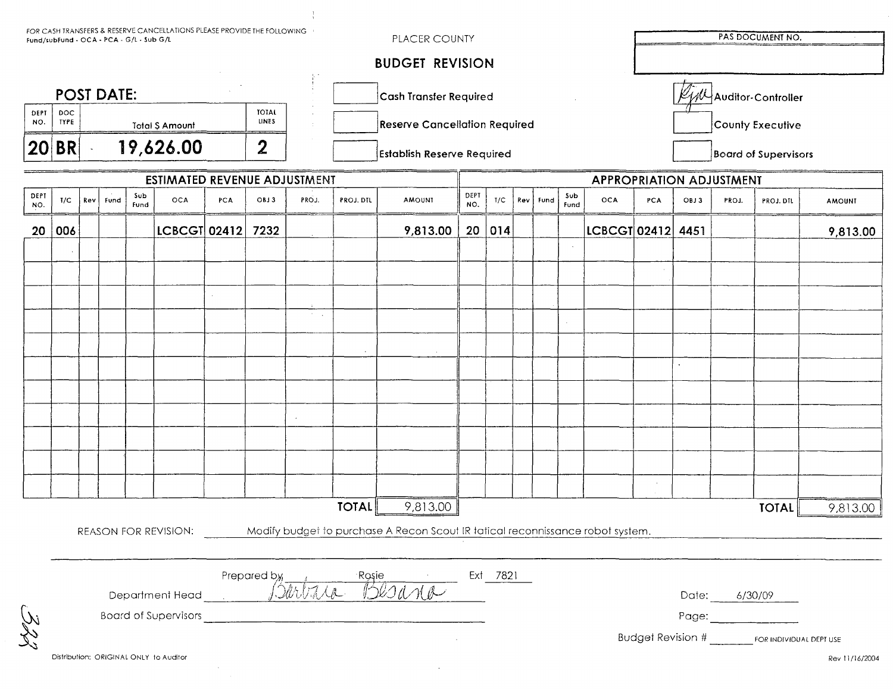FOR CASH TRANSFERS & RESERVE CANCELLATIONS PLEASE PROVIDE THE FOLLOWING
Fund/subFund - OCA - PCA - G/L - Sub G/L

PLACER COUNTY

## BUDGET REVISION

| PAS DOCUMENT NO. |
|---|
| |

| | |
|---|---|
| | Cash Transfer Required |
| | Reserve Cancellation Required |
| | Establish Reserve Required |

| | |
|---|---|
| RJW | Auditor-Controller |
| | County Executive |
| | Board of Supervisors |

**POST DATE:**

| DEPT NO. | DOC TYPE | Total $ Amount | TOTAL LINES |
|---|---|---|---|
| 20 | BR | 19,626.00 | 2 |

| ESTIMATED REVENUE ADJUSTMENT | | | | | | | | | | | APPROPRIATION ADJUSTMENT | | | | | | | | | | |
|---|---|---|---|---|---|---|---|---|---|---|---|---|---|---|---|---|---|---|---|---|---|
| DEPT NO. | T/C | Rev | Fund | Sub Fund | OCA | PCA | OBJ 3 | PROJ. | PROJ. DTL | AMOUNT | DEPT NO. | T/C | Rev | Fund | Sub Fund | OCA | PCA | OBJ 3 | PROJ. | PROJ. DTL | AMOUNT |
| 20 | 006 | | | | LCBCGT | 02412 | 7232 | | | 9,813.00 | 20 | 014 | | | | LCBCGT | 02412 | 4451 | | | 9,813.00 |
| | | | | | | | | | TOTAL | 9,813.00 | | | | | | | | | | TOTAL | 9,813.00 |

REASON FOR REVISION: Modify budget to purchase A Recon Scout IR tatical reconnissance robot system.

Prepared by Rosie Ext 7821

Department Head Barbara Besana

Board of Supervisors

Date: 6/30/09

Page:

Budget Revision # FOR INDIVIDUAL DEPT USE

Distribution: ORIGINAL ONLY to Auditor

Rev 11/16/2004